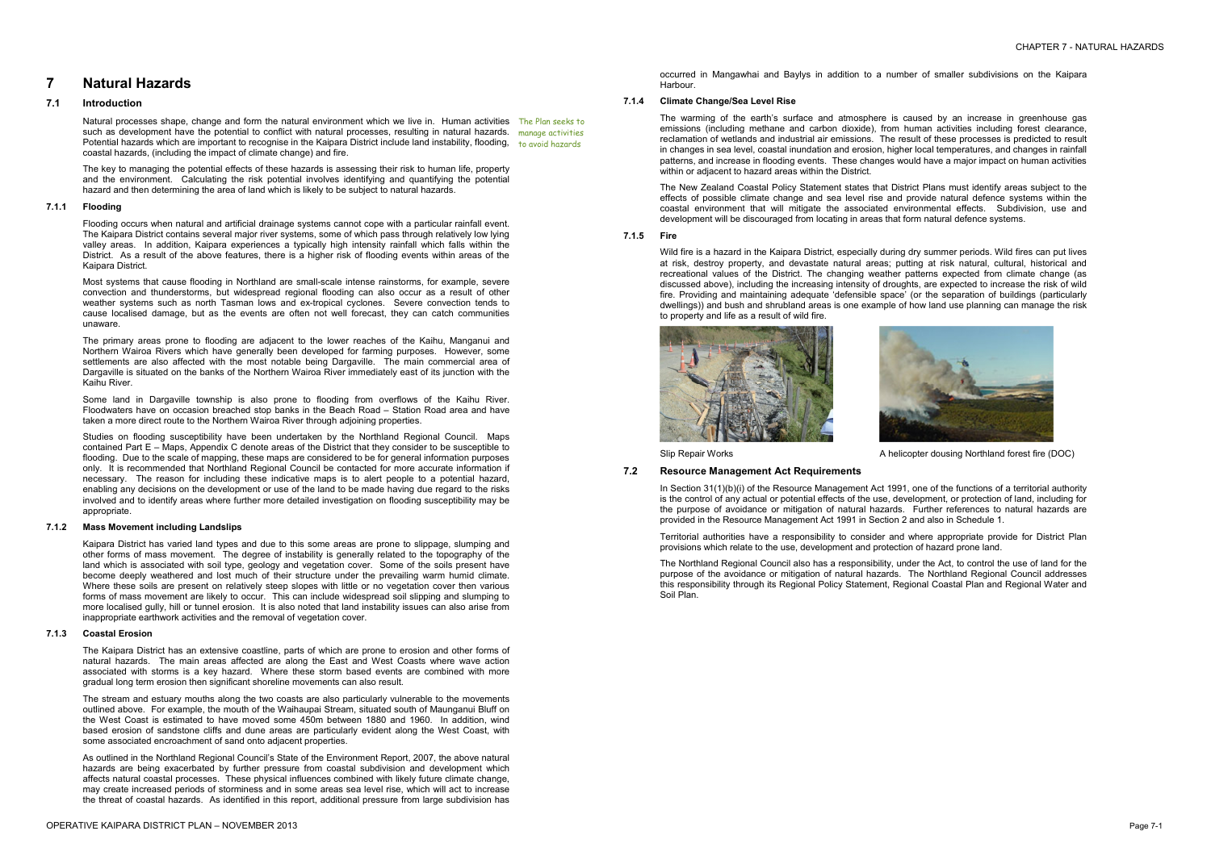# 7 Natural Hazards

## 7.1 Introduction

Natural processes shape, change and form the natural environment which we live in. Human activities such as development have the potential to conflict with natural processes, resulting in natural hazards. Potential hazards which are important to recognise in the Kaipara District include land instability, flooding, coastal hazards, (including the impact of climate change) and fire.

The Plan seeks to manage activities to avoid hazards

The key to managing the potential effects of these hazards is assessing their risk to human life, property and the environment. Calculating the risk potential involves identifying and quantifying the potential hazard and then determining the area of land which is likely to be subject to natural hazards.

### 7.1.1 Flooding

Flooding occurs when natural and artificial drainage systems cannot cope with a particular rainfall event. The Kaipara District contains several major river systems, some of which pass through relatively low lying valley areas. In addition, Kaipara experiences a typically high intensity rainfall which falls within the District. As a result of the above features, there is a higher risk of flooding events within areas of the Kaipara District.

Most systems that cause flooding in Northland are small-scale intense rainstorms, for example, severe convection and thunderstorms, but widespread regional flooding can also occur as a result of other weather systems such as north Tasman lows and ex-tropical cyclones. Severe convection tends to cause localised damage, but as the events are often not well forecast, they can catch communities unaware.

The primary areas prone to flooding are adjacent to the lower reaches of the Kaihu, Manganui and Northern Wairoa Rivers which have generally been developed for farming purposes. However, some settlements are also affected with the most notable being Dargaville. The main commercial area of Dargaville is situated on the banks of the Northern Wairoa River immediately east of its junction with the Kaihu River.

Some land in Dargaville township is also prone to flooding from overflows of the Kaihu River. Floodwaters have on occasion breached stop banks in the Beach Road – Station Road area and have taken a more direct route to the Northern Wairoa River through adjoining properties.

Studies on flooding susceptibility have been undertaken by the Northland Regional Council. Maps contained Part E – Maps, Appendix C denote areas of the District that they consider to be susceptible to flooding. Due to the scale of mapping, these maps are considered to be for general information purposes only. It is recommended that Northland Regional Council be contacted for more accurate information if necessary. The reason for including these indicative maps is to alert people to a potential hazard, enabling any decisions on the development or use of the land to be made having due regard to the risks involved and to identify areas where further more detailed investigation on flooding susceptibility may be appropriate.

### 7.1.2 Mass Movement including Landslips

Kaipara District has varied land types and due to this some areas are prone to slippage, slumping and other forms of mass movement. The degree of instability is generally related to the topography of the land which is associated with soil type, geology and vegetation cover. Some of the soils present have become deeply weathered and lost much of their structure under the prevailing warm humid climate. Where these soils are present on relatively steep slopes with little or no vegetation cover then various forms of mass movement are likely to occur. This can include widespread soil slipping and slumping to more localised gully, hill or tunnel erosion. It is also noted that land instability issues can also arise from inappropriate earthwork activities and the removal of vegetation cover.

### 7.1.3 Coastal Erosion

The Kaipara District has an extensive coastline, parts of which are prone to erosion and other forms of natural hazards. The main areas affected are along the East and West Coasts where wave action associated with storms is a key hazard. Where these storm based events are combined with more gradual long term erosion then significant shoreline movements can also result.

The stream and estuary mouths along the two coasts are also particularly vulnerable to the movements outlined above. For example, the mouth of the Waihaupai Stream, situated south of Maunganui Bluff on the West Coast is estimated to have moved some 450m between 1880 and 1960. In addition, wind based erosion of sandstone cliffs and dune areas are particularly evident along the West Coast, with some associated encroachment of sand onto adjacent properties.

As outlined in the Northland Regional Council's State of the Environment Report, 2007, the above natural hazards are being exacerbated by further pressure from coastal subdivision and development which affects natural coastal processes. These physical influences combined with likely future climate change, may create increased periods of storminess and in some areas sea level rise, which will act to increase the threat of coastal hazards. As identified in this report, additional pressure from large subdivision has occurred in Mangawhai and Baylys in addition to a number of smaller subdivisions on the Kaipara Harbour.

### 7.1.4 Climate Change/Sea Level Rise

The warming of the earth's surface and atmosphere is caused by an increase in greenhouse gas emissions (including methane and carbon dioxide), from human activities including forest clearance, reclamation of wetlands and industrial air emissions. The result of these processes is predicted to result in changes in sea level, coastal inundation and erosion, higher local temperatures, and changes in rainfall patterns, and increase in flooding events. These changes would have a major impact on human activities within or adjacent to hazard areas within the District.

The New Zealand Coastal Policy Statement states that District Plans must identify areas subject to the effects of possible climate change and sea level rise and provide natural defence systems within the coastal environment that will mitigate the associated environmental effects. Subdivision, use and development will be discouraged from locating in areas that form natural defence systems.

### 7.1.5 Fire

Wild fire is a hazard in the Kaipara District, especially during dry summer periods. Wild fires can put lives at risk, destroy property, and devastate natural areas; putting at risk natural, cultural, historical and recreational values of the District. The changing weather patterns expected from climate change (as discussed above), including the increasing intensity of droughts, are expected to increase the risk of wild fire. Providing and maintaining adequate 'defensible space' (or the separation of buildings (particularly dwellings)) and bush and shrubland areas is one example of how land use planning can manage the risk to property and life as a result of wild fire.

Slip Repair Works

A helicopter dousing Northland forest fire (DOC)

## 7.2 Resource Management Act Requirements

In Section 31(1)(b)(i) of the Resource Management Act 1991, one of the functions of a territorial authority is the control of any actual or potential effects of the use, development, or protection of land, including for the purpose of avoidance or mitigation of natural hazards. Further references to natural hazards are provided in the Resource Management Act 1991 in Section 2 and also in Schedule 1.

Territorial authorities have a responsibility to consider and where appropriate provide for District Plan provisions which relate to the use, development and protection of hazard prone land.

The Northland Regional Council also has a responsibility, under the Act, to control the use of land for the purpose of the avoidance or mitigation of natural hazards. The Northland Regional Council addresses this responsibility through its Regional Policy Statement, Regional Coastal Plan and Regional Water and Soil Plan.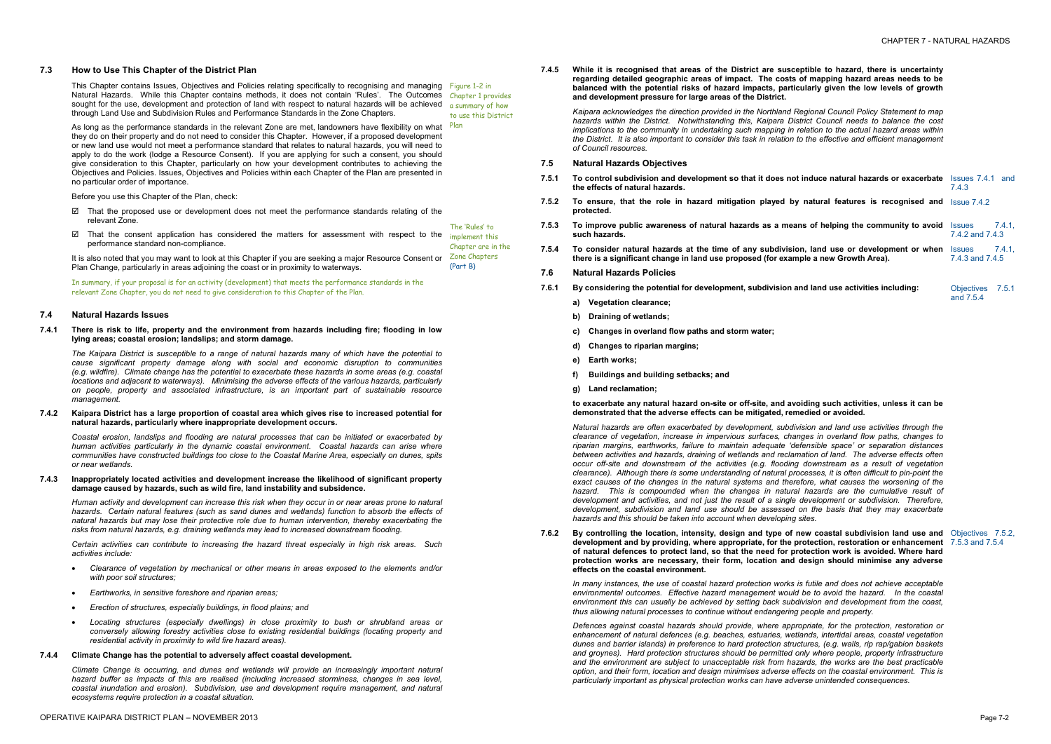## 7.3 How to Use This Chapter of the District Plan

This Chapter contains Issues, Objectives and Policies relating specifically to recognising and managing Natural Hazards. While this Chapter contains methods, it does not contain 'Rules'. The Outcomes sought for the use, development and protection of land with respect to natural hazards will be achieved through Land Use and Subdivision Rules and Performance Standards in the Zone Chapters.

Figure 1-2 in Chapter 1 provides a summary of how to use this District Plan

As long as the performance standards in the relevant Zone are met, landowners have flexibility on what they do on their property and do not need to consider this Chapter. However, if a proposed development or new land use would not meet a performance standard that relates to natural hazards, you will need to apply to do the work (lodge a Resource Consent). If you are applying for such a consent, you should give consideration to this Chapter, particularly on how your development contributes to achieving the Objectives and Policies. Issues, Objectives and Policies within each Chapter of the Plan are presented in no particular order of importance.

Before you use this Chapter of the Plan, check:

- ☑ That the proposed use or development does not meet the performance standards relating of the relevant Zone.
- ☑ That the consent application has considered the matters for assessment with respect to the performance standard non-compliance.

The 'Rules' to implement this Chapter are in the Zone Chapters (Part B)

It is also noted that you may want to look at this Chapter if you are seeking a major Resource Consent or Plan Change, particularly in areas adjoining the coast or in proximity to waterways.

In summary, if your proposal is for an activity (development) that meets the performance standards in the relevant Zone Chapter, you do not need to give consideration to this Chapter of the Plan.

## 7.4 Natural Hazards Issues

**7.4.1 There is risk to life, property and the environment from hazards including fire; flooding in low lying areas; coastal erosion; landslips; and storm damage.**

*The Kaipara District is susceptible to a range of natural hazards many of which have the potential to cause significant property damage along with social and economic disruption to communities (e.g. wildfire). Climate change has the potential to exacerbate these hazards in some areas (e.g. coastal locations and adjacent to waterways). Minimising the adverse effects of the various hazards, particularly on people, property and associated infrastructure, is an important part of sustainable resource management.*

**7.4.2 Kaipara District has a large proportion of coastal area which gives rise to increased potential for natural hazards, particularly where inappropriate development occurs.**

*Coastal erosion, landslips and flooding are natural processes that can be initiated or exacerbated by human activities particularly in the dynamic coastal environment. Coastal hazards can arise where communities have constructed buildings too close to the Coastal Marine Area, especially on dunes, spits or near wetlands.*

**7.4.3 Inappropriately located activities and development increase the likelihood of significant property damage caused by hazards, such as wild fire, land instability and subsidence.**

*Human activity and development can increase this risk when they occur in or near areas prone to natural hazards. Certain natural features (such as sand dunes and wetlands) function to absorb the effects of natural hazards but may lose their protective role due to human intervention, thereby exacerbating the risks from natural hazards, e.g. draining wetlands may lead to increased downstream flooding.*

*Certain activities can contribute to increasing the hazard threat especially in high risk areas. Such activities include:*

- *Clearance of vegetation by mechanical or other means in areas exposed to the elements and/or with poor soil structures;*
- *Earthworks, in sensitive foreshore and riparian areas;*
- *Erection of structures, especially buildings, in flood plains; and*
- *Locating structures (especially dwellings) in close proximity to bush or shrubland areas or conversely allowing forestry activities close to existing residential buildings (locating property and residential activity in proximity to wild fire hazard areas).*

**7.4.4 Climate Change has the potential to adversely affect coastal development.**

*Climate Change is occurring, and dunes and wetlands will provide an increasingly important natural hazard buffer as impacts of this are realised (including increased storminess, changes in sea level, coastal inundation and erosion). Subdivision, use and development require management, and natural ecosystems require protection in a coastal situation.*

**7.4.5 While it is recognised that areas of the District are susceptible to hazard, there is uncertainty regarding detailed geographic areas of impact. The costs of mapping hazard areas needs to be balanced with the potential risks of hazard impacts, particularly given the low levels of growth and development pressure for large areas of the District.**

*Kaipara acknowledges the direction provided in the Northland Regional Council Policy Statement to map hazards within the District. Notwithstanding this, Kaipara District Council needs to balance the cost implications to the community in undertaking such mapping in relation to the actual hazard areas within the District. It is also important to consider this task in relation to the effective and efficient management of Council resources.*

## 7.5 Natural Hazards Objectives

**7.5.1 To control subdivision and development so that it does not induce natural hazards or exacerbate the effects of natural hazards.** — Issues 7.4.1 and 7.4.3

**7.5.2 To ensure, that the role in hazard mitigation played by natural features is recognised and protected.** — Issue 7.4.2

**7.5.3 To improve public awareness of natural hazards as a means of helping the community to avoid such hazards.** — Issues 7.4.1, 7.4.2 and 7.4.3

**7.5.4 To consider natural hazards at the time of any subdivision, land use or development or when there is a significant change in land use proposed (for example a new Growth Area).** — Issues 7.4.1, 7.4.3 and 7.4.5

## 7.6 Natural Hazards Policies

**7.6.1 By considering the potential for development, subdivision and land use activities including:** — Objectives 7.5.1 and 7.5.4

**a) Vegetation clearance;**

**b) Draining of wetlands;**

**c) Changes in overland flow paths and storm water;**

**d) Changes to riparian margins;**

**e) Earth works;**

**f) Buildings and building setbacks; and**

**g) Land reclamation;**

**to exacerbate any natural hazard on-site or off-site, and avoiding such activities, unless it can be demonstrated that the adverse effects can be mitigated, remedied or avoided.**

*Natural hazards are often exacerbated by development, subdivision and land use activities through the clearance of vegetation, increase in impervious surfaces, changes in overland flow paths, changes to riparian margins, earthworks, failure to maintain adequate 'defensible space' or separation distances between activities and hazards, draining of wetlands and reclamation of land. The adverse effects often occur off-site and downstream of the activities (e.g. flooding downstream as a result of vegetation clearance). Although there is some understanding of natural processes, it is often difficult to pin-point the exact causes of the changes in the natural systems and therefore, what causes the worsening of the hazard. This is compounded when the changes in natural hazards are the cumulative result of development and activities, and not just the result of a single development or subdivision. Therefore, development, subdivision and land use should be assessed on the basis that they may exacerbate hazards and this should be taken into account when developing sites.*

**7.6.2 By controlling the location, intensity, design and type of new coastal subdivision land use and development and by providing, where appropriate, for the protection, restoration or enhancement of natural defences to protect land, so that the need for protection work is avoided. Where hard protection works are necessary, their form, location and design should minimise any adverse effects on the coastal environment.** — Objectives 7.5.2, 7.5.3 and 7.5.4

*In many instances, the use of coastal hazard protection works is futile and does not achieve acceptable environmental outcomes. Effective hazard management would be to avoid the hazard. In the coastal environment this can usually be achieved by setting back subdivision and development from the coast, thus allowing natural processes to continue without endangering people and property.*

*Defences against coastal hazards should provide, where appropriate, for the protection, restoration or enhancement of natural defences (e.g. beaches, estuaries, wetlands, intertidal areas, coastal vegetation dunes and barrier islands) in preference to hard protection structures, (e.g. walls, rip rap/gabion baskets and groynes). Hard protection structures should be permitted only where people, property infrastructure and the environment are subject to unacceptable risk from hazards, the works are the best practicable option, and their form, location and design minimises adverse effects on the coastal environment. This is particularly important as physical protection works can have adverse unintended consequences.*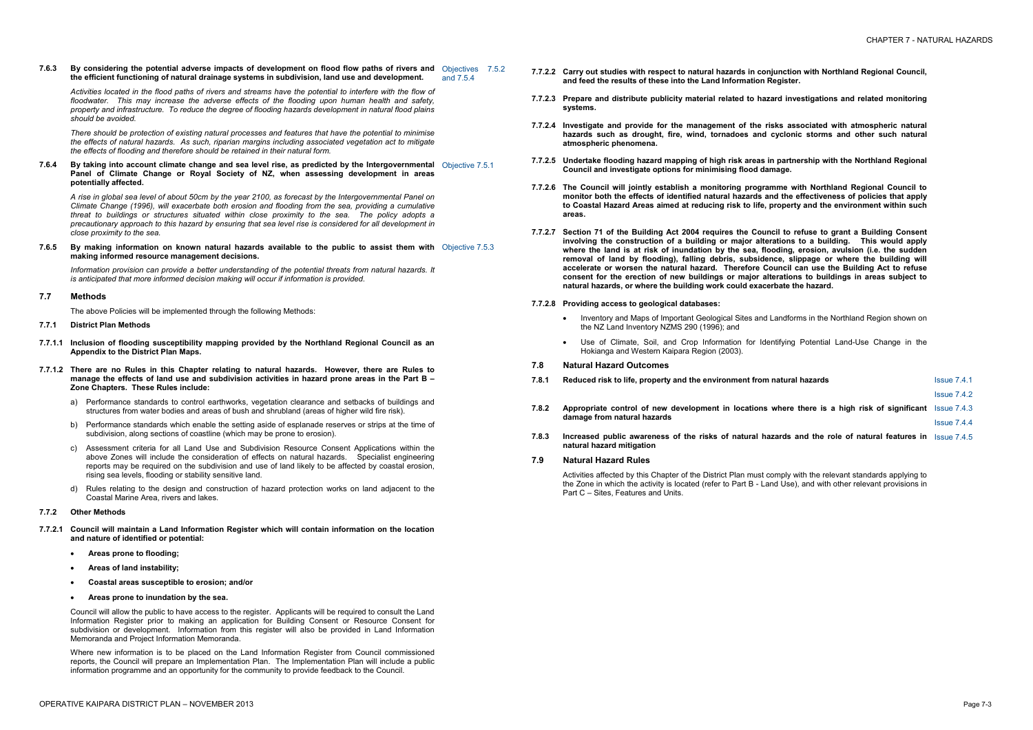**7.6.3 By considering the potential adverse impacts of development on flood flow paths of rivers and the efficient functioning of natural drainage systems in subdivision, land use and development.** Objectives 7.5.2 and 7.5.4

*Activities located in the flood paths of rivers and streams have the potential to interfere with the flow of floodwater. This may increase the adverse effects of the flooding upon human health and safety, property and infrastructure. To reduce the degree of flooding hazards development in natural flood plains should be avoided.*

*There should be protection of existing natural processes and features that have the potential to minimise the effects of natural hazards. As such, riparian margins including associated vegetation act to mitigate the effects of flooding and therefore should be retained in their natural form.*

**7.6.4 By taking into account climate change and sea level rise, as predicted by the Intergovernmental Panel on Climate Change or Royal Society of NZ, when assessing development in areas potentially affected.** Objective 7.5.1

*A rise in global sea level of about 50cm by the year 2100, as forecast by the Intergovernmental Panel on Climate Change (1996), will exacerbate both erosion and flooding from the sea, providing a cumulative threat to buildings or structures situated within close proximity to the sea. The policy adopts a precautionary approach to this hazard by ensuring that sea level rise is considered for all development in close proximity to the sea.*

**7.6.5 By making information on known natural hazards available to the public to assist them with making informed resource management decisions.** Objective 7.5.3

*Information provision can provide a better understanding of the potential threats from natural hazards. It is anticipated that more informed decision making will occur if information is provided.*

## 7.7 Methods

The above Policies will be implemented through the following Methods:

### 7.7.1 District Plan Methods

**7.7.1.1 Inclusion of flooding susceptibility mapping provided by the Northland Regional Council as an Appendix to the District Plan Maps.**

**7.7.1.2 There are no Rules in this Chapter relating to natural hazards. However, there are Rules to manage the effects of land use and subdivision activities in hazard prone areas in the Part B – Zone Chapters. These Rules include:**

a) Performance standards to control earthworks, vegetation clearance and setbacks of buildings and structures from water bodies and areas of bush and shrubland (areas of higher wild fire risk).

b) Performance standards which enable the setting aside of esplanade reserves or strips at the time of subdivision, along sections of coastline (which may be prone to erosion).

c) Assessment criteria for all Land Use and Subdivision Resource Consent Applications within the above Zones will include the consideration of effects on natural hazards. Specialist engineering reports may be required on the subdivision and use of land likely to be affected by coastal erosion, rising sea levels, flooding or stability sensitive land.

d) Rules relating to the design and construction of hazard protection works on land adjacent to the Coastal Marine Area, rivers and lakes.

### 7.7.2 Other Methods

**7.7.2.1 Council will maintain a Land Information Register which will contain information on the location and nature of identified or potential:**

- **Areas prone to flooding;**
- **Areas of land instability;**
- **Coastal areas susceptible to erosion; and/or**
- **Areas prone to inundation by the sea.**

Council will allow the public to have access to the register. Applicants will be required to consult the Land Information Register prior to making an application for Building Consent or Resource Consent for subdivision or development. Information from this register will also be provided in Land Information Memoranda and Project Information Memoranda.

Where new information is to be placed on the Land Information Register from Council commissioned reports, the Council will prepare an Implementation Plan. The Implementation Plan will include a public information programme and an opportunity for the community to provide feedback to the Council.

**7.7.2.2 Carry out studies with respect to natural hazards in conjunction with Northland Regional Council, and feed the results of these into the Land Information Register.**

**7.7.2.3 Prepare and distribute publicity material related to hazard investigations and related monitoring systems.**

**7.7.2.4 Investigate and provide for the management of the risks associated with atmospheric natural hazards such as drought, fire, wind, tornadoes and cyclonic storms and other such natural atmospheric phenomena.**

**7.7.2.5 Undertake flooding hazard mapping of high risk areas in partnership with the Northland Regional Council and investigate options for minimising flood damage.**

**7.7.2.6 The Council will jointly establish a monitoring programme with Northland Regional Council to monitor both the effects of identified natural hazards and the effectiveness of policies that apply to Coastal Hazard Areas aimed at reducing risk to life, property and the environment within such areas.**

**7.7.2.7 Section 71 of the Building Act 2004 requires the Council to refuse to grant a Building Consent involving the construction of a building or major alterations to a building. This would apply where the land is at risk of inundation by the sea, flooding, erosion, avulsion (i.e. the sudden removal of land by flooding), falling debris, subsidence, slippage or where the building will accelerate or worsen the natural hazard. Therefore Council can use the Building Act to refuse consent for the erection of new buildings or major alterations to buildings in areas subject to natural hazards, or where the building work could exacerbate the hazard.**

**7.7.2.8 Providing access to geological databases:**

- Inventory and Maps of Important Geological Sites and Landforms in the Northland Region shown on the NZ Land Inventory NZMS 290 (1996); and
- Use of Climate, Soil, and Crop Information for Identifying Potential Land-Use Change in the Hokianga and Western Kaipara Region (2003).

## 7.8 Natural Hazard Outcomes

**7.8.1 Reduced risk to life, property and the environment from natural hazards** Issue 7.4.1, Issue 7.4.2

**7.8.2 Appropriate control of new development in locations where there is a high risk of significant damage from natural hazards** Issue 7.4.3, Issue 7.4.4

**7.8.3 Increased public awareness of the risks of natural hazards and the role of natural features in natural hazard mitigation** Issue 7.4.5

## 7.9 Natural Hazard Rules

Activities affected by this Chapter of the District Plan must comply with the relevant standards applying to the Zone in which the activity is located (refer to Part B - Land Use), and with other relevant provisions in Part C – Sites, Features and Units.